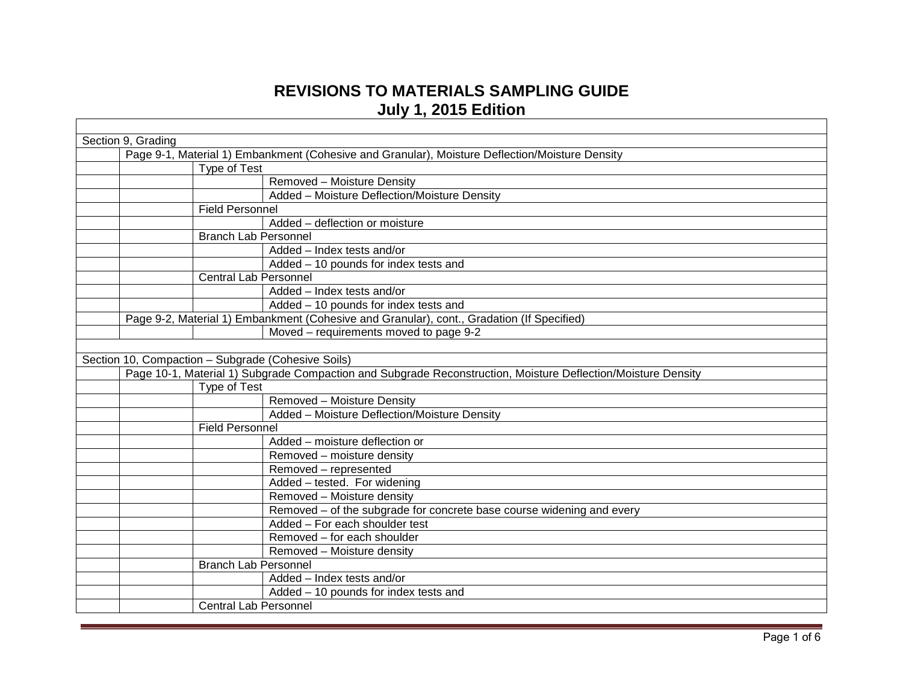# REVISIONS TO MATERIALS SAMPLING GUIDE
## July 1, 2015 Edition

| | | | |
|---|---|---|---|
| Section 9, Grading | | | |
| | Page 9-1, Material 1) Embankment (Cohesive and Granular), Moisture Deflection/Moisture Density | | |
| | | Type of Test | |
| | | | Removed – Moisture Density |
| | | | Added – Moisture Deflection/Moisture Density |
| | | Field Personnel | |
| | | | Added – deflection or moisture |
| | | Branch Lab Personnel | |
| | | | Added – Index tests and/or |
| | | | Added – 10 pounds for index tests and |
| | | Central Lab Personnel | |
| | | | Added – Index tests and/or |
| | | | Added – 10 pounds for index tests and |
| | Page 9-2, Material 1) Embankment (Cohesive and Granular), cont., Gradation (If Specified) | | |
| | | | Moved – requirements moved to page 9-2 |
| | | | |
| Section 10, Compaction – Subgrade (Cohesive Soils) | | | |
| | Page 10-1, Material 1) Subgrade Compaction and Subgrade Reconstruction, Moisture Deflection/Moisture Density | | |
| | | Type of Test | |
| | | | Removed – Moisture Density |
| | | | Added – Moisture Deflection/Moisture Density |
| | | Field Personnel | |
| | | | Added – moisture deflection or |
| | | | Removed – moisture density |
| | | | Removed – represented |
| | | | Added – tested. For widening |
| | | | Removed – Moisture density |
| | | | Removed – of the subgrade for concrete base course widening and every |
| | | | Added – For each shoulder test |
| | | | Removed – for each shoulder |
| | | | Removed – Moisture density |
| | | Branch Lab Personnel | |
| | | | Added – Index tests and/or |
| | | | Added – 10 pounds for index tests and |
| | | Central Lab Personnel | |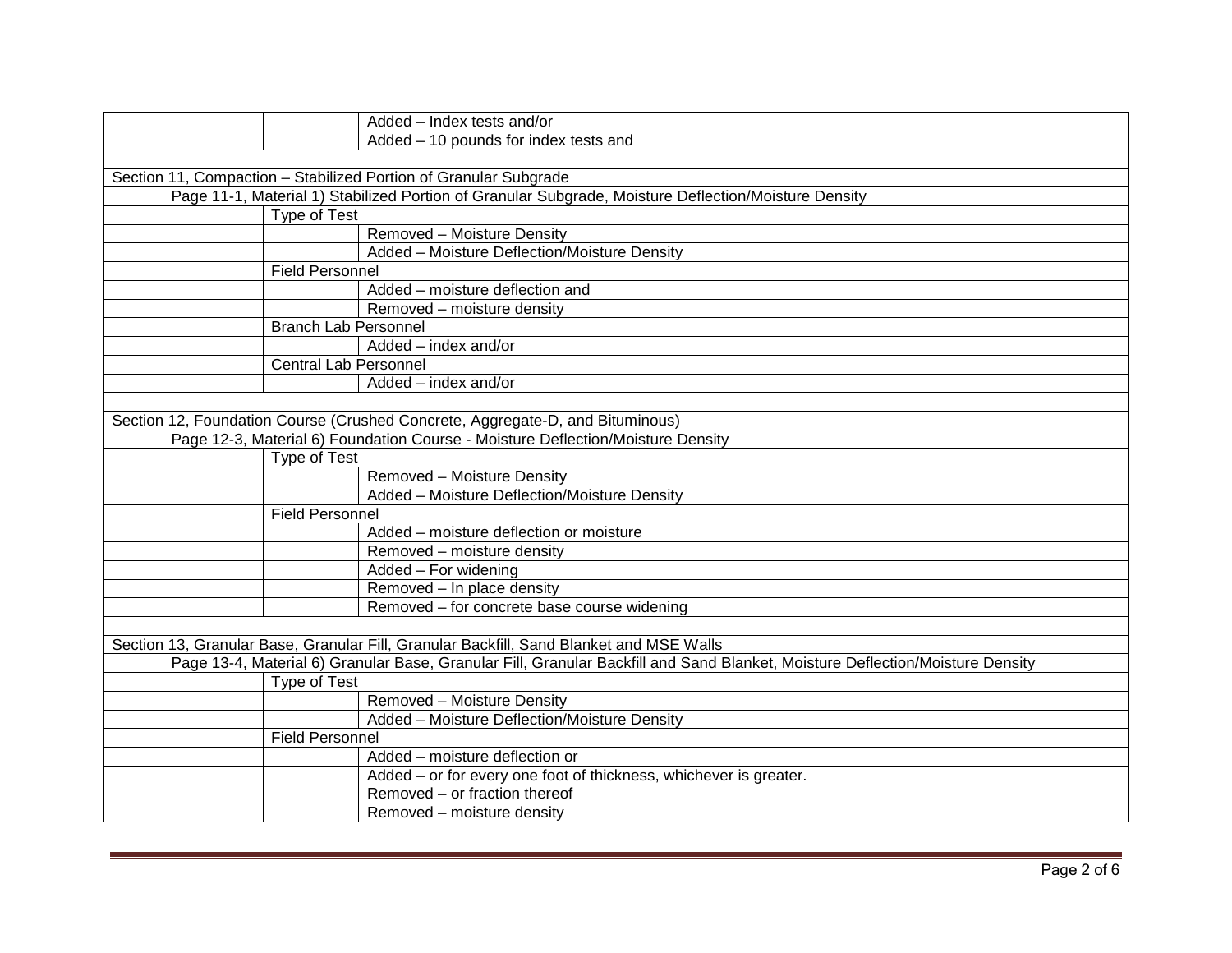| | | | |
|---|---|---|---|
| | | | Added – Index tests and/or |
| | | | Added – 10 pounds for index tests and |
| | | | |
| Section 11, Compaction – Stabilized Portion of Granular Subgrade | | | |
| | Page 11-1, Material 1) Stabilized Portion of Granular Subgrade, Moisture Deflection/Moisture Density | | |
| | | Type of Test | |
| | | | Removed – Moisture Density |
| | | | Added – Moisture Deflection/Moisture Density |
| | | Field Personnel | |
| | | | Added – moisture deflection and |
| | | | Removed – moisture density |
| | | Branch Lab Personnel | |
| | | | Added – index and/or |
| | | Central Lab Personnel | |
| | | | Added – index and/or |
| | | | |
| Section 12, Foundation Course (Crushed Concrete, Aggregate-D, and Bituminous) | | | |
| | Page 12-3, Material 6) Foundation Course - Moisture Deflection/Moisture Density | | |
| | | Type of Test | |
| | | | Removed – Moisture Density |
| | | | Added – Moisture Deflection/Moisture Density |
| | | Field Personnel | |
| | | | Added – moisture deflection or moisture |
| | | | Removed – moisture density |
| | | | Added – For widening |
| | | | Removed – In place density |
| | | | Removed – for concrete base course widening |
| | | | |
| Section 13, Granular Base, Granular Fill, Granular Backfill, Sand Blanket and MSE Walls | | | |
| | Page 13-4, Material 6) Granular Base, Granular Fill, Granular Backfill and Sand Blanket, Moisture Deflection/Moisture Density | | |
| | | Type of Test | |
| | | | Removed – Moisture Density |
| | | | Added – Moisture Deflection/Moisture Density |
| | | Field Personnel | |
| | | | Added – moisture deflection or |
| | | | Added – or for every one foot of thickness, whichever is greater. |
| | | | Removed – or fraction thereof |
| | | | Removed – moisture density |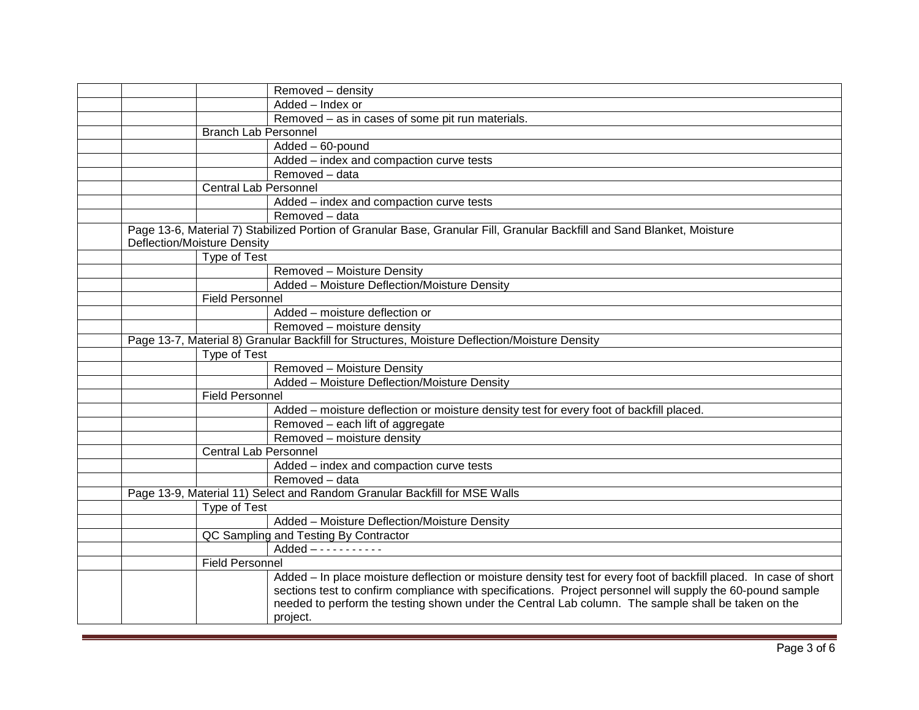| | | | |
|---|---|---|---|
| | | | Removed – density |
| | | | Added – Index or |
| | | | Removed – as in cases of some pit run materials. |
| | Branch Lab Personnel | | |
| | | | Added – 60-pound |
| | | | Added – index and compaction curve tests |
| | | | Removed – data |
| | Central Lab Personnel | | |
| | | | Added – index and compaction curve tests |
| | | | Removed – data |
| | Page 13-6, Material 7) Stabilized Portion of Granular Base, Granular Fill, Granular Backfill and Sand Blanket, Moisture Deflection/Moisture Density | | |
| | | Type of Test | |
| | | | Removed – Moisture Density |
| | | | Added – Moisture Deflection/Moisture Density |
| | | Field Personnel | |
| | | | Added – moisture deflection or |
| | | | Removed – moisture density |
| | Page 13-7, Material 8) Granular Backfill for Structures, Moisture Deflection/Moisture Density | | |
| | | Type of Test | |
| | | | Removed – Moisture Density |
| | | | Added – Moisture Deflection/Moisture Density |
| | | Field Personnel | |
| | | | Added – moisture deflection or moisture density test for every foot of backfill placed. |
| | | | Removed – each lift of aggregate |
| | | | Removed – moisture density |
| | | Central Lab Personnel | |
| | | | Added – index and compaction curve tests |
| | | | Removed – data |
| | Page 13-9, Material 11) Select and Random Granular Backfill for MSE Walls | | |
| | | Type of Test | |
| | | | Added – Moisture Deflection/Moisture Density |
| | | QC Sampling and Testing By Contractor | |
| | | | Added – - - - - - - - - - - |
| | | Field Personnel | |
| | | | Added – In place moisture deflection or moisture density test for every foot of backfill placed. In case of short sections test to confirm compliance with specifications. Project personnel will supply the 60-pound sample needed to perform the testing shown under the Central Lab column. The sample shall be taken on the project. |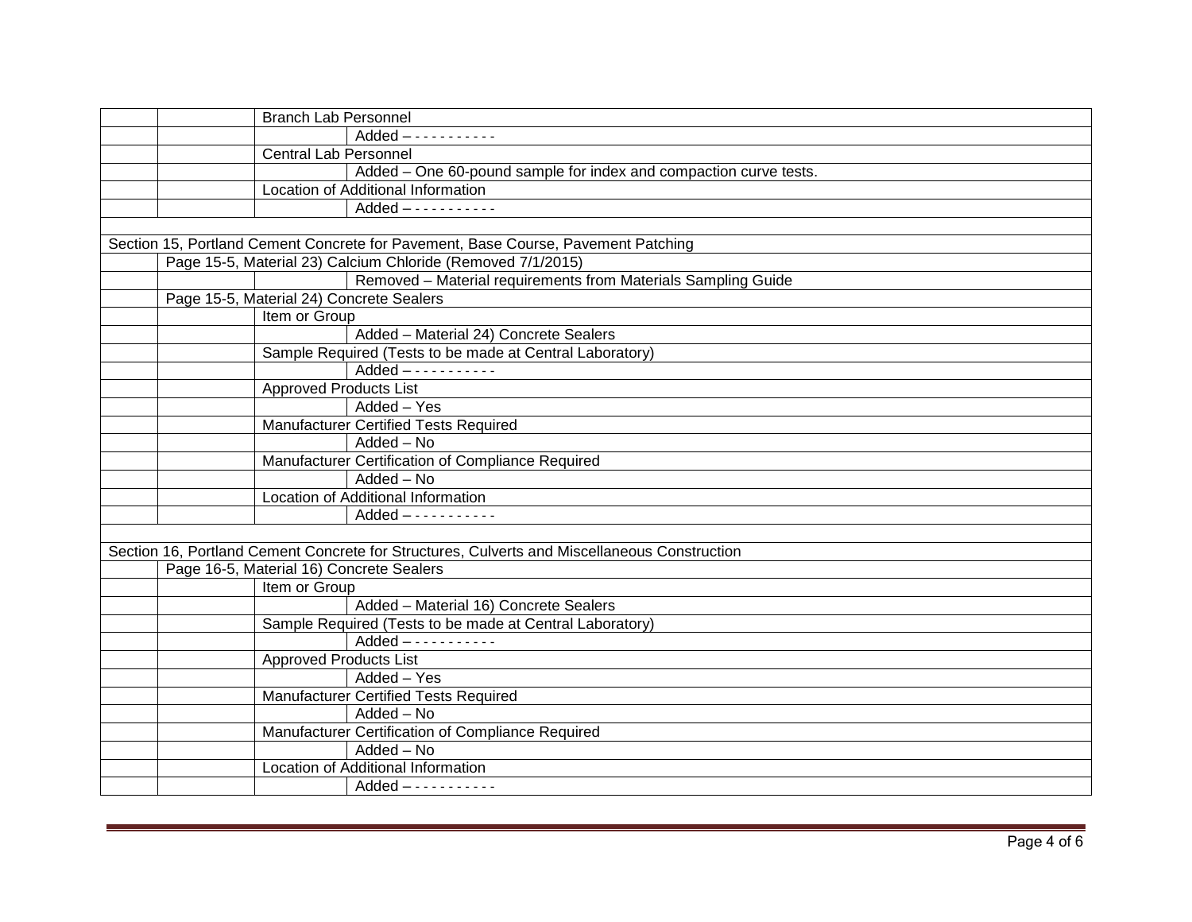| | | | |
|---|---|---|---|
| | | Branch Lab Personnel | |
| | | | Added – - - - - - - - - - - |
| | | Central Lab Personnel | |
| | | | Added – One 60-pound sample for index and compaction curve tests. |
| | | Location of Additional Information | |
| | | | Added – - - - - - - - - - - |
| | | | |
| Section 15, Portland Cement Concrete for Pavement, Base Course, Pavement Patching | | | |
| | Page 15-5, Material 23) Calcium Chloride (Removed 7/1/2015) | | |
| | | | Removed – Material requirements from Materials Sampling Guide |
| | Page 15-5, Material 24) Concrete Sealers | | |
| | | Item or Group | |
| | | | Added – Material 24) Concrete Sealers |
| | | Sample Required (Tests to be made at Central Laboratory) | |
| | | | Added – - - - - - - - - - - |
| | | Approved Products List | |
| | | | Added – Yes |
| | | Manufacturer Certified Tests Required | |
| | | | Added – No |
| | | Manufacturer Certification of Compliance Required | |
| | | | Added – No |
| | | Location of Additional Information | |
| | | | Added – - - - - - - - - - - |
| | | | |
| Section 16, Portland Cement Concrete for Structures, Culverts and Miscellaneous Construction | | | |
| | Page 16-5, Material 16) Concrete Sealers | | |
| | | Item or Group | |
| | | | Added – Material 16) Concrete Sealers |
| | | Sample Required (Tests to be made at Central Laboratory) | |
| | | | Added – - - - - - - - - - - |
| | | Approved Products List | |
| | | | Added – Yes |
| | | Manufacturer Certified Tests Required | |
| | | | Added – No |
| | | Manufacturer Certification of Compliance Required | |
| | | | Added – No |
| | | Location of Additional Information | |
| | | | Added – - - - - - - - - - - |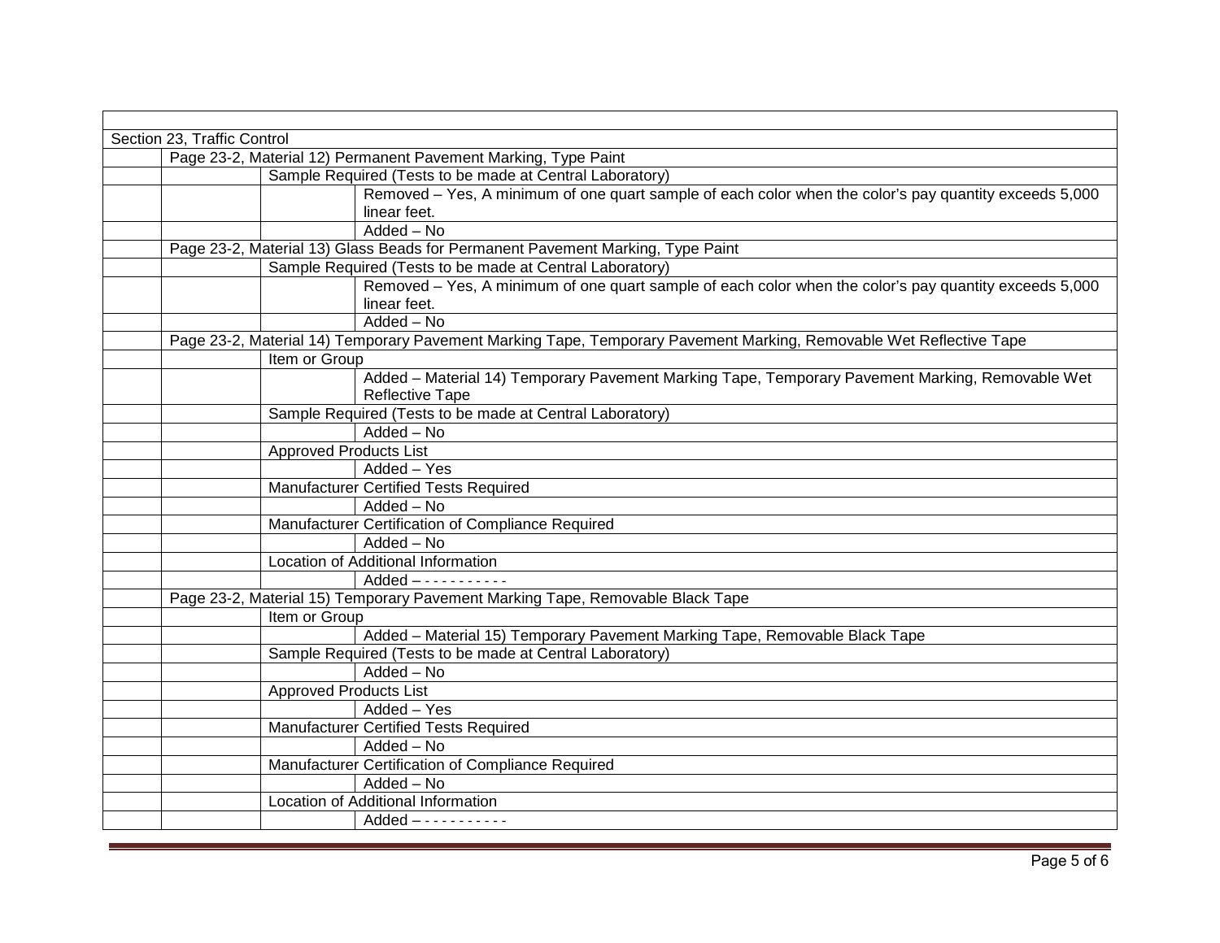| | | | |
|---|---|---|---|
| Section 23, Traffic Control | | | |
| | Page 23-2, Material 12) Permanent Pavement Marking, Type Paint | | |
| | | Sample Required (Tests to be made at Central Laboratory) | |
| | | | Removed – Yes, A minimum of one quart sample of each color when the color's pay quantity exceeds 5,000 linear feet. |
| | | | Added – No |
| | Page 23-2, Material 13) Glass Beads for Permanent Pavement Marking, Type Paint | | |
| | | Sample Required (Tests to be made at Central Laboratory) | |
| | | | Removed – Yes, A minimum of one quart sample of each color when the color's pay quantity exceeds 5,000 linear feet. |
| | | | Added – No |
| | Page 23-2, Material 14) Temporary Pavement Marking Tape, Temporary Pavement Marking, Removable Wet Reflective Tape | | |
| | | Item or Group | |
| | | | Added – Material 14) Temporary Pavement Marking Tape, Temporary Pavement Marking, Removable Wet Reflective Tape |
| | | Sample Required (Tests to be made at Central Laboratory) | |
| | | | Added – No |
| | | Approved Products List | |
| | | | Added – Yes |
| | | Manufacturer Certified Tests Required | |
| | | | Added – No |
| | | Manufacturer Certification of Compliance Required | |
| | | | Added – No |
| | | Location of Additional Information | |
| | | | Added – - - - - - - - - - - |
| | Page 23-2, Material 15) Temporary Pavement Marking Tape, Removable Black Tape | | |
| | | Item or Group | |
| | | | Added – Material 15) Temporary Pavement Marking Tape, Removable Black Tape |
| | | Sample Required (Tests to be made at Central Laboratory) | |
| | | | Added – No |
| | | Approved Products List | |
| | | | Added – Yes |
| | | Manufacturer Certified Tests Required | |
| | | | Added – No |
| | | Manufacturer Certification of Compliance Required | |
| | | | Added – No |
| | | Location of Additional Information | |
| | | | Added – - - - - - - - - - - |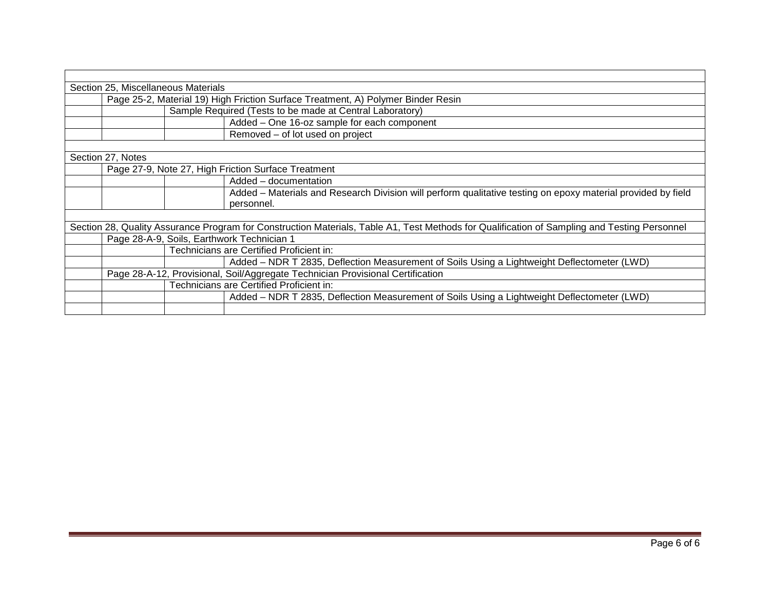| | | | |
|---|---|---|---|
| | | | |
| Section 25, Miscellaneous Materials | | | |
| | Page 25-2, Material 19) High Friction Surface Treatment, A) Polymer Binder Resin | | |
| | | Sample Required (Tests to be made at Central Laboratory) | |
| | | | Added – One 16-oz sample for each component |
| | | | Removed – of lot used on project |
| | | | |
| Section 27, Notes | | | |
| | Page 27-9, Note 27, High Friction Surface Treatment | | |
| | | | Added – documentation |
| | | | Added – Materials and Research Division will perform qualitative testing on epoxy material provided by field personnel. |
| | | | |
| Section 28, Quality Assurance Program for Construction Materials, Table A1, Test Methods for Qualification of Sampling and Testing Personnel | | | |
| | Page 28-A-9, Soils, Earthwork Technician 1 | | |
| | | Technicians are Certified Proficient in: | |
| | | | Added – NDR T 2835, Deflection Measurement of Soils Using a Lightweight Deflectometer (LWD) |
| | Page 28-A-12, Provisional, Soil/Aggregate Technician Provisional Certification | | |
| | | Technicians are Certified Proficient in: | |
| | | | Added – NDR T 2835, Deflection Measurement of Soils Using a Lightweight Deflectometer (LWD) |
| | | | |